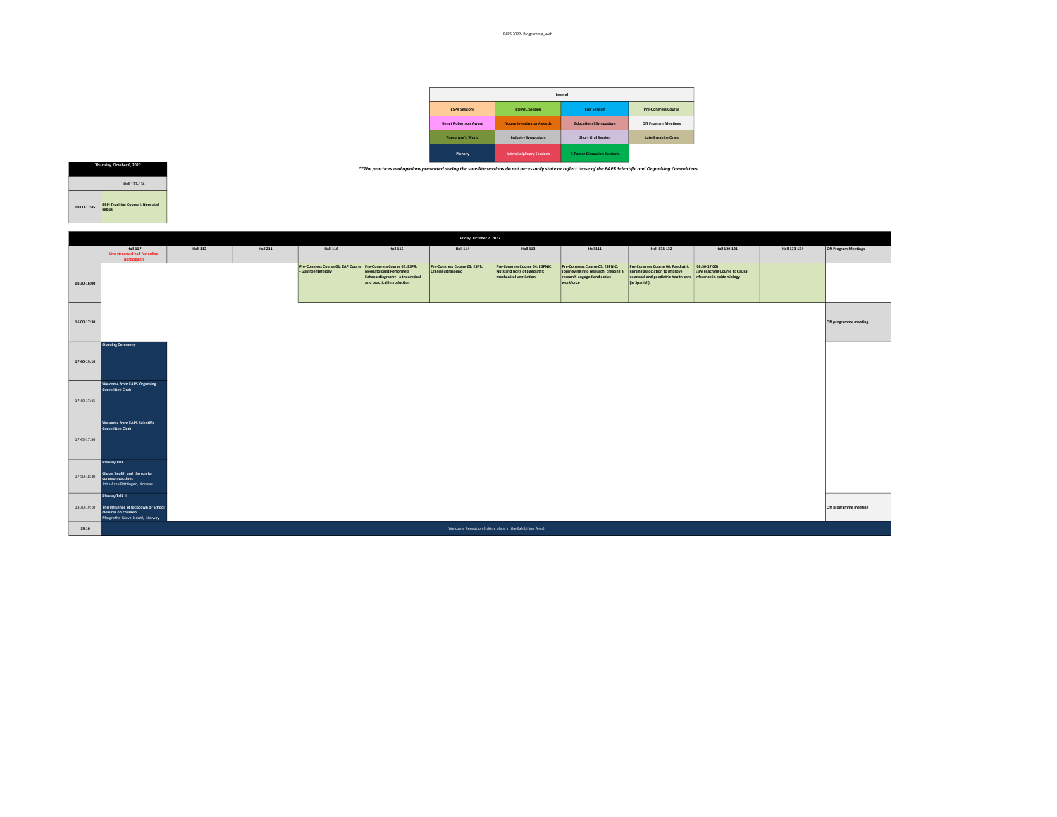EAPS 2022- Programme_web

| Legend | | | |
|---|---|---|---|
| ESPR Sessions | ESPNIC Session | EAP Session | Pre-Congress Course |
| Bengt Robertson Award | Young Investigator Awards | Educational Symposium | Off Program Meetings |
| Tomorrow's World | Industry Symposium | Short Oral Session | Late Breaking Orals |
| Plenary | Interdisciplinary Sessions | E-Poster Discussion Sessions | |

*\*\*The practices and opinions presented during the satellite sessions do not necessarily state or reflect those of the EAPS Scientific and Organising Committees*

## Thursday, October 6, 2022

| | Hall 133-134 |
|---|---|
| 09:00-17:45 | EBN Teaching Course I: Neonatal sepsis |

## Friday, October 7, 2022

| | Hall 117 Live streamed hall for online participants | Hall 112 | Hall 211 | Hall 116 | Hall 115 | Hall 114 | Hall 113 | Hall 111 | Hall 131-132 | Hall 120-121 | Hall 133-134 | Off Program Meetings |
|---|---|---|---|---|---|---|---|---|---|---|---|---|
| 08:30-16:00 | | | | Pre-Congress Course 01: EAP Course - Gastroenterology | Pre-Congress Course 02: ESPR: Neonatologist Performed Echocardiography– a theoretical and practical introduction | Pre-Congress Course 03: ESPR: Cranial ultrasound | Pre-Congress Course 04: ESPNIC: Nuts and bolts of paediatric mechanical ventilation | Pre-Congress Course 05: ESPNIC: Journeying into research: creating a research engaged and active workforce | Pre-Congress Course 06: Paediatric nursing association to improve neonatal and paediatric health care (in Spanish) | (08:30-17:00) EBN Teaching Course II: Causal inference in epidemiology | | |
| 16:00-17:30 | | | | | | | | | | | | Off programme meeting |
| 17:40-19:10 | Opening Ceremony | | | | | | | | | | | |
| 17:40-17:45 | Welcome from EAPS Organsing Committee Chair | | | | | | | | | | | |
| 17:45-17:50 | Welcome from EAPS Scientific Committee Chair | | | | | | | | | | | |
| 17:50-18:30 | Plenary Talk I<br>Global health and the run for common vaccines<br>John Arne Røttingen, Norway | | | | | | | | | | | |
| 18:30-19:10 | Plenary Talk II<br>The influence of lockdown or school closures on children<br>Margrethe Greve-Isdahl, Norway | | | | | | | | | | | Off programme meeting |
| 19:10 | Welcome Reception (taking place in the Exhibition Area) | | | | | | | | | | | |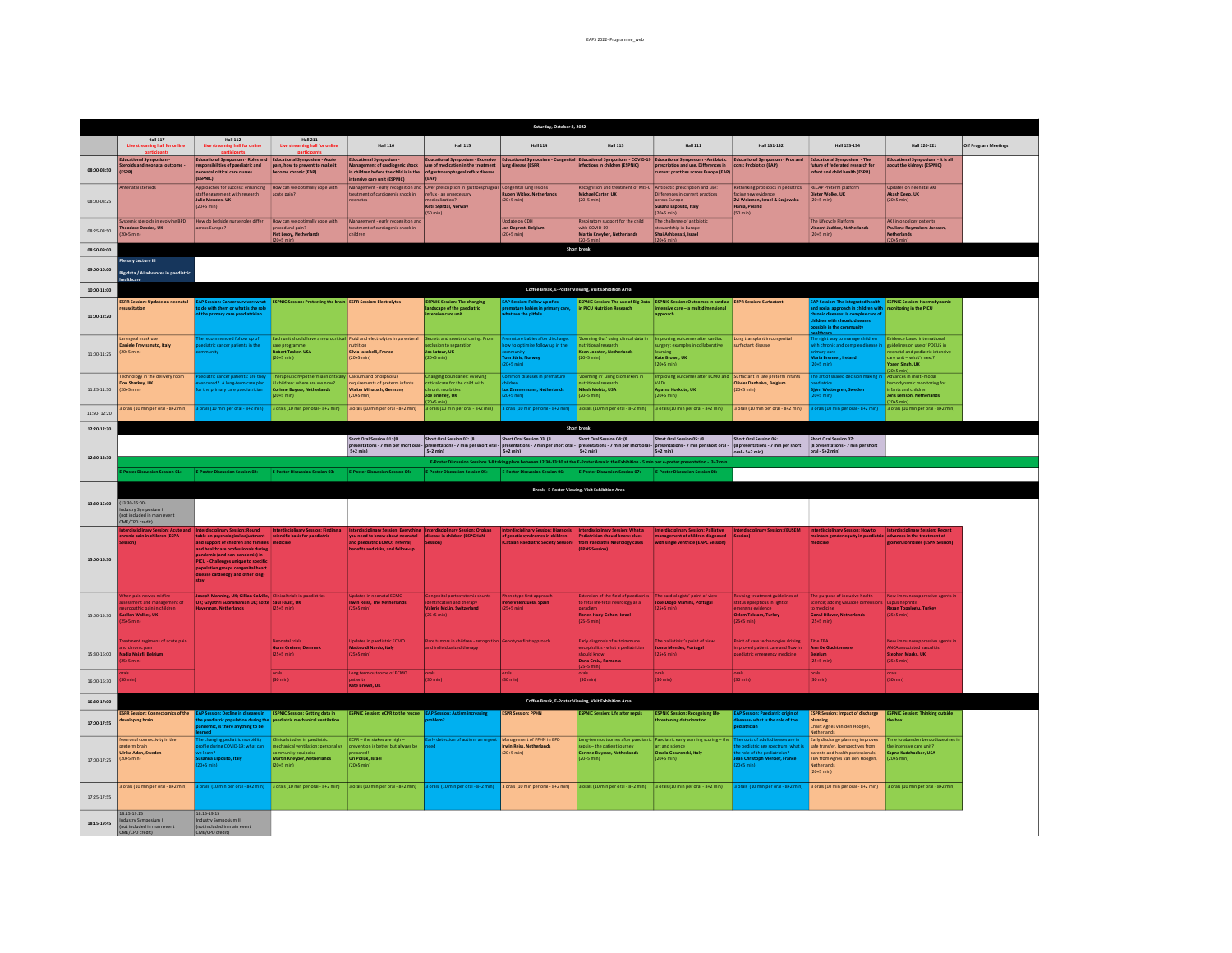## Saturday, October 8, 2022

| | Hall 117 *Live streaming hall for online participants* | Hall 112 *Live streaming hall for online participants* | Hall 211 *Live streaming hall for online participants* | Hall 116 | Hall 115 | Hall 114 | Hall 113 | Hall 111 | Hall 131-132 | Hall 133-134 | Hall 120-121 | Off Program Meetings |
|---|---|---|---|---|---|---|---|---|---|---|---|---|
| 08:00-08:50 | **Educational Symposium - Steroids and neonatal outcome - (ESPR)** | **Educational Symposium - Roles and responsibilities of paediatric and neonatal critical care nurses (ESPNIC)** | **Educational Symposium - Acute pain, how to prevent to make it become chronic (EAP)** | **Educational Symposium - Management of cardiogenic shock in children before the child is in the intensive care unit (ESPNIC)** | **Educational Symposium - Excessive use of medication in the treatment of gastroesophageal reflux disease (EAP)** | **Educational Symposium - Congenital lung disease (ESPR)** | **Educational Symposium - COVID-19 infections in children (ESPNIC)** | **Educational Symposium - Antibiotic prescription and use. Differences in current practices across Europe (EAP)** | **Educational Symposium - Pros and cons: Probiotics (EAP)** | **Educational Symposium - The future of federated research for infant and child health (ESPR)** | **Educational Symposium - It is all about the kidneys (ESPNIC)** | |
| 08:00-08:25 | Antenatal steroids | Approaches for success: enhancing staff engagement with research **Julie Menzies, UK** (20+5 min) | How can we optimally cope with acute pain? | Management - early recognition and treatment of cardiogenic shock in neonates | Over prescription in gastroesophageal reflux - an unnecessary medicalization? **Ketil Størdal, Norway** (50 min) | Congenital lung lesions **Ruben Witlox, Netherlands** (20+5 min) | Recognition and treatment of MIS-C **Michael Carter, UK** (20+5 min) | Antibiotic prescription and use: Differences in current practices across Europe **Susanna Esposito, Italy** (20+5 min) | Rethinking probiotics in paediatrics facing new evidence **Zvi Weizman, Israel & Szajewska Hania, Poland** (50 min) | RECAP Preterm platform **Dieter Wolke, UK** (20+5 min) | Updates on neonatal AKI **Akash Deep, UK** (20+5 min) | |
| 08:25-08:50 | Systemic steroids in evolving BPD **Theodore Dassios, UK** (20+5 min) | How do bedside nurse roles differ across Europe? | How can we optimally cope with procedural pain? **Piet Leroy, Netherlands** (20+5 min) | Management - early recognition and treatment of cardiogenic shock in children | | Update on CDH **Jan Deprest, Belgium** (20+5 min) | Respiratory support for the child with COVID-19 **Martin Kneyber, Netherlands** (20+5 min) | The challenge of antibiotic stewardship in Europe **Shai Ashkenazi, Israel** (20+5 min) | | The Lifecycle Platform **Vincent Jaddoe, Netherlands** (20+5 min) | AKI in oncology patients **Paullene Raymakers-Janssen, Netherlands** (20+5 min) | |
| 08:50-09:00 | **Short break** | | | | | | | | | | | |
| 09:00-10:00 | **Plenary Lecture III** Big data / AI advances in paediatric healthcare | | | | | | | | | | | |
| 10:00-11:00 | **Coffee Break, E-Poster Viewing, Visit Exhibition Area** | | | | | | | | | | | |
| 11:00-12:20 | **ESPR Session: Update on neonatal resuscitation** | **EAP Session: Cancer survivor: what to do with them or what is the role of the primary care paediatrician** | **ESPNIC Session: Protecting the brain** | **ESPR Session: Electrolytes** | **ESPNIC Session: The changing landscape of the paediatric intensive care unit** | **EAP Session: Follow up of ex premature babies in primary care, what are the pitfalls** | **ESPNIC Session: The use of Big Data in PICU Nutrition Research** | **ESPNIC Session: Outcomes in cardiac intensive care – a multidimensional approach** | **ESPR Session: Surfactant** | **EAP Session: The integrated health and social approach in children with chronic diseases: Is complex care of children with chronic diseases possible in the community healthcare** | **ESPNIC Session: Haemodynamic monitoring in the PICU** | |
| 11:00-11:25 | Laryngeal mask use **Daniele Trevisanuto, Italy** (20+5 min) | The recommended follow up of paediatric cancer patients in the community | Each unit should have a neurocritical care programme **Robert Tasker, USA** (20+5 min) | Fluid and electrolytes in parenteral nutrition **Silvia Iacobelli, France** (20+5 min) | Secrets and scents of caring: From seclusion to separation **Jos Latour, UK** (20+5 min) | Premature babies after discharge: how to optimize follow up in the community **Tom Stiris, Norway** (20+5 min) | "Zooming Out' using clinical data in nutritional research **Koen Joosten, Netherlands** (20+5 min) | Improving outcomes after cardiac surgery: examples in collaborative learning **Kate Brown, UK** (20+5 min) | Lung transplant in congenital surfactant disease | The right way to manage children with chronic and complex disease in primary care **Maria Brenner, Ireland** (20+5 min) | Evidence based international guidelines on use of POCUS in neonatal and pediatric intensive care unit – what's next? **Yogen Singh, UK** (20+5 min) | |
| 11:25-11:50 | Technology in the delivery room **Don Sharkey, UK** (20+5 min) | Paediatric cancer patients: are they ever cured? A long-term care plan for the primary care paediatrician | Therapeutic hypothermia in critically ill children: where are we now? **Corinne Buysse, Netherlands** (20+5 min) | Calcium and phosphorus requirements of preterm infants **Walter Mihatsch, Germany** (20+5 min) | Changing boundaries: evolving critical care for the child with chronic morbidities **Joe Brierley, UK** (20+5 min) | Common diseases in premature children **Luc Zimmermann, Netherlands** (20+5 min) | 'Zooming in' using biomarkers in nutritional research **Nilesh Mehta, USA** (20+5 min) | Improving outcomes after ECMO and VADs **Aparna Hoskote, UK** (20+5 min) | Surfactant in late preterm infants **Olivier Danhaive, Belgium** (20+5 min) | The art of shared decision making in paediatrics **Bjørn Wettergren, Sweden** (20+5 min) | Advances in multi-modal hemodynamic monitoring for infants and children **Joris Lemson, Netherlands** (20+5 min) | |
| 11:50-12:20 | 3 orals (10 min per oral - 8+2 min) | 3 orals (10 min per oral - 8+2 min) | 3 orals (10 min per oral - 8+2 min) | 3 orals (10 min per oral - 8+2 min) | 3 orals (10 min per oral - 8+2 min) | 3 orals (10 min per oral - 8+2 min) | 3 orals (10 min per oral - 8+2 min) | 3 orals (10 min per oral - 8+2 min) | 3 orals (10 min per oral - 8+2 min) | 3 orals (10 min per oral - 8+2 min) | 3 orals (10 min per oral - 8+2 min) | |
| 12:20-12:30 | **Short break** | | | | | | | | | | | |
| 12:30-13:30 | | | | **Short Oral Session 01: (8 presentations - 7 min per short oral - 5+2 min)** | **Short Oral Session 02: (8 presentations - 7 min per short oral - 5+2 min)** | **Short Oral Session 03: (8 presentations - 7 min per short oral - 5+2 min)** | **Short Oral Session 04: (8 presentations - 7 min per short oral - 5+2 min)** | **Short Oral Session 05: (8 presentations - 7 min per short oral - 5+2 min)** | **Short Oral Session 06: (8 presentations - 7 min per short oral - 5+2 min)** | **Short Oral Session 07: (8 presentations - 7 min per short oral - 5+2 min)** | | |
| | **E-Poster Discussion Sessions 1-8 taking place between 12:30-13:30 at the E-Poster Area in the Exhibition - 5 min per e-poster presentation - 3+2 min** | | | | | | | | | | | |
| | **E-Poster Discussion Session 01:** | **E-Poster Discussion Session 02:** | **E-Poster Discussion Session 03:** | **E-Poster Discussion Session 04:** | **E-Poster Discussion Session 05:** | **E-Poster Discussion Session 06:** | **E-Poster Discussion Session 07:** | **E-Poster Discussion Session 08:** | | | | |
| | **Break, E-Poster Viewing, Visit Exhibition Area** | | | | | | | | | | | |
| 13:30-15:00 | (13:30-15:00) Industry Symposium I (not included in main event CME/CPD credit) | | | | | | | | | | | |
| 15:00-16:30 | **Interdisciplinary Session: Acute and chronic pain in children (ESPA Session)** | **Interdisciplinary Session: Round table on psychological adjustment and support of children and families and healthcare professionals during pandemic (and non-pandemic) in PICU - Challenges unique to specific population groups congenital heart disease cardiology and other long-stay** | **Interdisciplinary Session: Finding a scientific basis for paediatric medicine** | **Interdisciplinary Session: Everything you need to know about neonatal and paediatric ECMO: referral, benefits and risks, and follow-up** | **Interdisciplinary Session: Orphan disease in children (ESPGHAN Session)** | **Interdisciplinary Session: Diagnosis of genetic syndromes in children (Catalan Paediatric Society Session)** | **Interdisciplinary Session: What a Pediatrician should know: clues from Paediatric Neurology cases (EPNS Session)** | **Interdisciplinary Session: Palliative management of children diagnosed with single ventricle (EAPC Session)** | **Interdisciplinary Session: (EUSEM Session)** | **Interdisciplinary Session: How to maintain gender equity in paediatric medicine** | **Interdisciplinary Session: Recent advances in the treatment of glomerulonefritides (ESPN Session)** | |
| 15:00-15:30 | When pain nerves misfire - assessment and management of neuropathic pain in children **Suellen Walker, UK** (25+5 min) | **Joseph Manning, UK; Gillian Colville, UK; Gayathri Subramanian UK; Lotte Haverman, Netherlands** | Clinical trials in paediatrics **Saul Faust, UK** (25+5 min) | Updates in neonatal ECMO **Irwin Reiss, The Netherlands** (25+5 min) | Congenital portosystemic shunts - identification and therapy **Valerie McLin, Switzerland** (25+5 min) | Phenotype first approach **Irene Valenzuela, Spain** (25+5 min) | Extension of the field of paediatrics to fetal life-fetal neurology as a paradigm **Ronen Hady-Cohen, Israel** (25+5 min) | The cardiologists' point of view **Joao Diogo Martins, Portugal** (25+5 min) | Revising treatment guidelines of status epilepticus in light of emerging evidence **Ozlem Teksam, Turkey** (25+5 min) | The purpose of inclusive health science; adding valuable dimensions to medicine **Gonul Dilaver, Netherlands** (25+5 min) | New immunosuppressive agents in Lupus nephritis **Rezan Topaloglu, Turkey** (25+5 min) | |
| 15:30-16:00 | Treatment regimens of acute pain and chronic pain **Nadia Najafi, Belgium** (25+5 min) | | Neonatal trials **Gorm Greisen, Denmark** (25+5 min) | Updates in paediatric ECMO **Matteo di Nardo, Italy** (25+5 min) | Rare tumors in children - recognition and individualised therapy | Genotype first approach | Early diagnosis of autoimmune encephalitis - what a pediatrician should know **Oana Craiu, Romania** (25+5 min) | The palliativist's point of view **Joana Mendes, Portugal** (25+5 min) | Point of care technologies driving improved patient care and flow in paediatric emergency medicine | Title TBA **Ann De Guchtenaere Belgium** (25+5 min) | New immunosuppressive agents in ANCA associated vasculitis **Stephen Marks, UK** (25+5 min) | |
| 16:00-16:30 | orals (30 min) | | orals (30 min) | Long term outcome of ECMO patients **Kate Brown, UK** | orals (30 min) | orals (30 min) | orals (30 min) | orals (30 min) | orals (30 min) | orals (30 min) | orals (30 min) | |
| 16:30-17:00 | **Coffee Break, E-Poster Viewing, Visit Exhibition Area** | | | | | | | | | | | |
| 17:00-17:55 | **ESPR Session: Connectomics of the developing brain** | **EAP Session: Decline in diseases in the paediatric population during the pandemic, is there anything to be learned** | **ESPNIC Session: Getting data in paediatric mechanical ventilation** | **ESPNIC Session: eCPR to the rescue** | **EAP Session: Autism increasing problem?** | **ESPR Session: PPHN** | **ESPNIC Session: Life after sepsis** | **ESPNIC Session: Recognising life-threatening deterioration** | **EAP Session: Paediatric origin of diseases- what is the role of the pediatrician** | **ESPR Session: Impact of discharge planning** Chair: Agnes van den Hoogen, Netherlands | **ESPNIC Session: Thinking outside the box** | |
| 17:00-17:25 | Neuronal connectivity in the preterm brain **Ulrika Aden, Sweden** (20+5 min) | The changing pediatric morbidity profile during COVID-19: what can we learn? **Susanna Esposito, Italy** (20+5 min) | Clinical studies in paediatric mechanical ventilation: personal vs community equipoise **Martin Kneyber, Netherlands** (20+5 min) | ECPR – the stakes are high – prevention is better but always be prepared! **Uri Pollak, Israel** (20+5 min) | Early detection of autism: an urgent need | Management of PPHN in BPD **Irwin Reiss, Netherlands** (20+5 min) | Long-term outcomes after paediatric sepsis – the patient journey **Corinne Buysse, Netherlands** (20+5 min) | Paediatric early warning scoring – the art and science **Orsola Gawronski, Italy** (20+5 min) | The roots of adult diseases are in the pediatric age spectrum: what is the role of the pediatrician? **Jean Christoph Mercier, France** (20+5 min) | Early discharge planning improves safe transfer, (perspectives from parents and health professionals) TBA from Agnes van den Hoogen, Netherlands (20+5 min) | Time to abandon benzodiazepines in the intensive care unit? **Sapna Kudchadkar, USA** (20+5 min) | |
| 17:25-17:55 | 3 orals (10 min per oral - 8+2 min) | 3 orals (10 min per oral - 8+2 min) | 3 orals (10 min per oral - 8+2 min) | 3 orals (10 min per oral - 8+2 min) | 3 orals (10 min per oral - 8+2 min) | 3 orals (10 min per oral - 8+2 min) | 3 orals (10 min per oral - 8+2 min) | 3 orals (10 min per oral - 8+2 min) | 3 orals (10 min per oral - 8+2 min) | 3 orals (10 min per oral - 8+2 min) | 3 orals (10 min per oral - 8+2 min) | |
| 18:15-19:45 | 18:15-19:15 Industry Symposium II (not included in main event CME/CPD credit) | 18:15-19:15 Industry Symposium III (not included in main event CME/CPD credit) | | | | | | | | | | |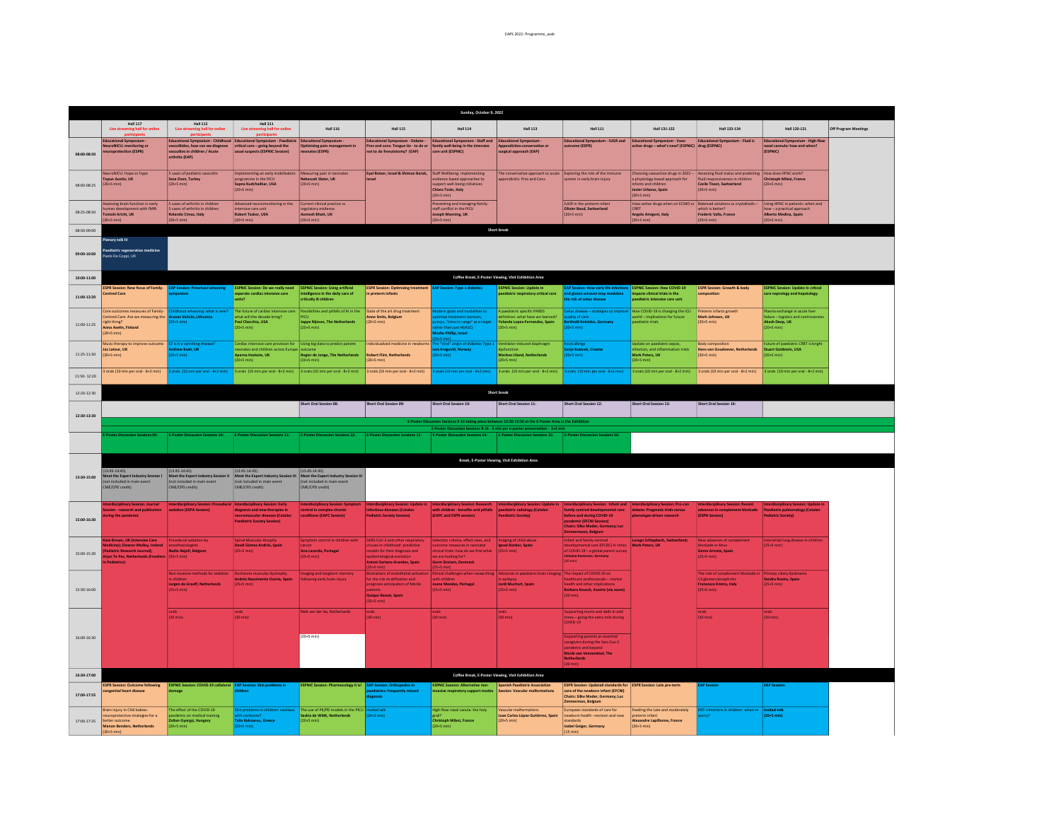## Sunday, October 9, 2022

| | Hall 117 Live streaming hall for online participants | Hall 112 Live streaming hall for online participants | Hall 211 Live streaming hall for online participants | Hall 116 | Hall 115 | Hall 114 | Hall 113 | Hall 111 | Hall 131-132 | Hall 133-134 | Hall 120-121 | Off Program Meetings |
|---|---|---|---|---|---|---|---|---|---|---|---|---|
| 08:00-08:50 | **Educational Symposium - NeuroNICU: monitoring or neuroprotection (ESPR)** | **Educational Symposium - Childhood vasculitides, how can we diagnose vasculites in children / Acute arthritis (EAP)** | **Educational Symposium - Paediatric critical care – going beyond the usual suspects (ESPNIC Session)** | **Educational Symposium - Optimising pain management in neonates (ESPR)** | **Educational Symposium - Debate - Pros and cons: Tongue tie - to do or not to do frenulotomy? (EAP)** | **Educational Symposium - Staff and family well-being in the intensive care unit (ESPNIC)** | **Educational Symposium - Appendicites-conservative or surgical approach (EAP)** | **Educational Symposium - IUGR and outcome (ESPR)** | **Educational Symposium - Vaso-active drugs – what's new? (ESPNIC)** | **Educational Symposium - Fluid is drug (ESPNIC)** | **Educational Symposium - High-flow nasal cannula: how and when? (ESPNIC)** | |
| 08:00-08:25 | NeuroNICU: Hope or hype **Topun Austin, UK** (20+5 min) | 5 cases of pediatric vasculitis **Seza Ozen, Turkey** (20+5 min) | Implementing an early mobilisation programme in the PICU **Sapna Kudchadkar, USA** (20+5 min) | Measuring pain in neonates **Rebeccah Slater, UK** (20+5 min) | **Eyal Botzer, Israel & Shimon Barak, Israel** | Staff Wellbeing: implementing evidence based approaches to support well-being initiatives **Chiara Tosin, Italy** (20+5 min) | The conservative approach to acute appendicitis: Pros and Cons | Exploring the role of the immune system in early brain injury | Choosing vasoactive drugs in 2022 – a physiology based approach for infants and children **Javier Urbano, Spain** (20+5 min) | Assessing fluid status and predicting fluid responsiveness in children **Cecile Tissot, Switzerland** (20+5 min) | How does HFNC work? **Christoph Milesi, France** (20+5 min) | |
| 08:25-08:50 | Assessing brain function in early human development with fMRI **Tomoki Arichi, UK** (20+5 min) | 5 cases of arthritis in children 5 cases of arthritis in children **Rolando Cimaz, Italy** (20+5 min) | Advanced neuromonitoring in the intensive care unit **Robert Tasker, USA** (20+5 min) | Current clinical practice vs regulatory evidence **Aomesh Bhatt, UK** (20+5 min) | | Preventing and managing family-staff conflict in the PICU **Joseph Manning, UK** (20+5 min) | | IUGR in the preterm infant **Olivier Baud, Switzerland** (20+5 min) | Vaso-active drugs when on ECMO or CRRT **Angela Amigoni, Italy** (20+5 min) | Balanced solutions vs crystalloids – which is better? **Frederic Valla, France** (20+5 min) | Using HFNC in patients: when and how – a practical approach **Alberto Medina, Spain** (20+5 min) | |
| 08:50-09:00 | Short break | | | | | | | | | | | |
| 09:00-10:00 | **Plenary talk IV** **Paediatric regenerative medicine** Paolo De Coppi, UK | | | | | | | | | | | |
| 10:00-11:00 | Coffee Break, E-Poster Viewing, Visit Exhibition Area | | | | | | | | | | | |
| 11:00-12:20 | **ESPR Session: New focus of Family-Centred Care** | **EAP Session: Preschool wheezing symposium** | **ESPNIC Session: Do we really need separate cardiac intensive care units?** | **ESPNIC Session: Using artificial intelligence in the daily care of critically ill children** | **ESPR Session: Optimising treatment in preterm infants** | **EAP Session: Type 1 diabetes** | **ESPNIC Session: Update in paediatric respiratory critical care** | **EAP Session: How early life infections and gluten amount may modulate the risk of celiac disease** | **ESPNIC Session: How COVID-19 impacts clinical trials in the paediatric intensive care unit** | **ESPR Session: Growth & body composition** | **ESPNIC Session: Update in critical care neprology and hepatology** | |
| 11:00-11:25 | Core outcomes measures of Family-Centred Care: Are we measuring the right thing? **Anna Axelin, Finland** (20+5 min) | Childhood wheezing: what is new? **Arunas Valiulis, Lithuania** (20+5 min) | The future of cardiac intensive care: what will the decade bring? **Paul Checchia, USA** (20+5 min) | Possibilities and pitfalls of AI in the PICU **Joppe Nijman, The Netherlands** (20+5 min) | State of the art drug treatment **Anne Smits, Belgium** (20+5 min) | Modern goals and modalities to optimise treatment (sensors, pumps, "time-in-range" as a target rather than just HbA1C) **Moshe Phillip, Israel** (20+5 min) | A paediatric specific PARDS definition: what have we learned? **Yolanda Lopez-Fernandez, Spain** (20+5 min) | Celiac disease – strategies to improve quality of care **Berthold Koletzko, Germany** (20+5 min) | How COVID-19 is changing the ICU world – implications for future paediatric trials | Preterm infants growth **Mark Johnson, UK** (20+5 min) | Plasma exchange in acute liver failure – logistics and controversies **Akash Deep, UK** (20+5 min) | |
| 11:25-11:50 | Music therapy to improve outcome **Jos Latour, UK** (20+5 min) | CF is it a vanishing disease? **Andrew Bush, UK** (20+5 min) | Cardiac intensive care provision for neonates and children across Europe **Aparna Hoskote, UK** (20+5 min) | Using big data to predict patient outcome **Rogier de Jonge, The Netherlands** (20+5 min) | Individualized medicine in newborns **Robert Flint, Netherlands** (20+5 min) | The "Viral" origin of diabetes Type 1 **Lars Krogvold, Norway** (20+5 min) | Ventilator-induced diaphragm dysfunction **Markos Liland, Netherlands** (20+5 min) | Food allergy **Sanja Kolacek, Croatia** (20+5 min) | Update on paediatric sepsis, infection, and inflammation trials **Mark Peters, UK** (20+5 min) | Body composition **Hans van Goudoever, Netherlands** (20+5 min) | Future of paediatric CRRT is bright **Stuart Goldstein, USA** (20+5 min) | |
| 11:50-12:20 | 3 orals (10 min per oral - 8+2 min) | 3 orals (10 min per oral - 8+2 min) | 3 orals (10 min per oral - 8+2 min) | 3 orals (10 min per oral - 8+2 min) | 3 orals (10 min per oral - 8+2 min) | 3 orals (10 min per oral - 8+2 min) | 3 orals (10 min per oral - 8+2 min) | 3 orals (10 min per oral - 8+2 min) | 3 orals (10 min per oral - 8+2 min) | 3 orals (10 min per oral - 8+2 min) | 3 orals (10 min per oral - 8+2 min) | |
| 12:20-12:30 | Short break | | | | | | | | | | | |
| 12:30-13:30 | | | | Short Oral Session 08: | Short Oral Session 09: | Short Oral Session 10: | Short Oral Session 11: | Short Oral Session 12: | Short Oral Session 13: | Short Oral Session 14: | | |
| | E-Poster Discussion Sessions 9-16 taking place between 12:30-13:00 at the E-Poster Area in the Exhibition. E-Poster Discussion Sessions 9-16 - 5 min per e-poster presentation - 3+2 min | | | | | | | | | | | |
| | E-Poster Discussion Sessions 09: | E-Poster Discussion Sessions 10: | E-Poster Discussion Sessions 11: | E-Poster Discussion Sessions 12: | E-Poster Discussion Sessions 13: | E-Poster Discussion Sessions 14: | E-Poster Discussion Sessions 15: | E-Poster Discussion Sessions 16: | | | | |
| 13:30-15:00 | Break, E-Poster Viewing, Visit Exhibition Area | | | | | | | | | | | |
| | (13:45-14:45) **Meet the Expert Industry Session I** (not included in main event CME/CPD credit) | (13:45-14:45) **Meet the Expert Industry Session II** (not included in main event CME/CPD credit) | (13:45-14:45) **Meet the Expert Industry Session III** (not included in main event CME/CPD credit) | (13:45-14:45) **Meet the Expert Industry Session IV** (not included in main event CME/CPD credit) | | | | | | | | |
| 15:00-16:30 | **Interdisciplinary Session: Journal Session - research and publication during the pandemic** | **Interdisciplinary Session: Procedural sedation (ESPA Session)** | **Interdisciplinary Session: Early diagnosis and new therapies in neuromuscular diseases (Catalan Paediatric Society Session)** | **Interdisciplinary Session: Symptom control in complex chronic conditions (EAPC Session)** | **Interdisciplinary Session: Update in infectious diseases (Catalan Pediatric Society Session)** | **Interdisciplinary Session: Research with children - benefits and pitfalls (EAPC and ESPR session)** | **Interdisciplinary Session: Update in paediatric radiology (Catalan Paediatric Society)** | **Interdisciplinary Session: Infant and family centred developmental care before and during COVID-19 pandemic (EFCNI Session) Chairs: Silke Mader, Germany; Luc Zimmermann, Belgium** | **Interdisciplinary Session: Pro-con debate: Pragmatic trials versus phenotype-driven research** | **Interdisciplinary Session: Recent advances in complement blockade (ESPN Session)** | **Interdisciplinary Session: Update in Paediatric pulmonology (Catalan Pediatric Society)** | |
| 15:00-15:30 | **Kate Brown, UK (Intensive Care Medicine); Eleanor Molloy, Ireland (Pediatric Research Journal); Arjan Te Pas, Netherlands (Frontiers in Pediatrics)** | Procedural sedation by anesthesiologists **Nadia Najafi, Belgium** (25+5 min) | Spinal Muscular Atrophy **David Gómez Andrés, Spain** (25+5 min) | Symptom control in children with cancer **Ana Lacerda, Portugal** (25+5 min) | SARS-CoV-2 and other respiratory viruses in childhood: predictive models for their diagnosis and epidemiological evolution **Antoni Soriano-Arandes, Spain** (25+5 min) | Selection criteria, effect sizes, and outcome measures in neonatal clinical trials: how do we find what we are looking for? **Gorm Greisen, Denmark** (25+5 min) | Imaging of child abuse **Ignasi Barber, Spain** (25+5 min) | Infant and family-centred developmental care (IFCDC) in times of COVID-19 – a global parent survey **Johanna Kostenzer, Germany** (20 min) | **Luregn Schlapbach, Switzerland; Mark Peters, UK** | New advances of complement blockade in Ahus **Gema Ariceta, Spain** (25+5 min) | Interstitial lung disease in children (25+5 min) | |
| 15:30-16:00 | | Non-invasive methods for sedation in children **Jurgen de Graaff, Netherlands** (20+5 min) | Duchenne muscular dystrophy **Andrés Nascimento Osorio, Spain** (25+5 min) | Imaging and longterm memory following early brain injury | Biomarkers of endothelial activation for the risk stratification and prognosis anticipation of febrile patients **Quique Bassat, Spain** (25+5 min) | Ethical challenges when researching with children **Joana Mendes, Portugal** (25+5 min) | Advances in paediatric brain imaging in epilepsy **Jordi Muchart, Spain** (25+5 min) | The impact of COVID-19 on healthcare professionals – mental health and other implications **Barbara Kesuch, Austria (via zoom)** (20 min) | | The role of complement blockade in C3 glomerulonephritis **Francesco Emma, Italy** (25+5 min) | Primary ciliary dyskinesia **Sandra Rovira, Spain** (25+5 min) | |
| 16:00-16:30 | | orals (30 min) | orals (30 min) | Niek van der Aa, Netherlands (20+5 min) | orals (30 min) | orals (30 min) | orals (30 min) | Supporting mums and dads in odd times – going the extra mile during COVID-19 Supporting parents as essential caregivers during the Sars-Cov-2 pandemic and beyond **Nicole van Veenendaal, The Netherlands** (20 min) | | orals (30 min) | orals (30 min) | |
| 16:30-17:00 | Coffee Break, E-Poster Viewing, Visit Exhibition Area | | | | | | | | | | | |
| 17:00-17:55 | **ESPR Session: Outcome following congenital heart disease** | **ESPNIC Session: COVID-19 collateral damage** | **EAP Session: Skin problems in children** | **ESPNIC Session: Pharmacology II bl** | **EAP Session: Orthopedics in paediatrics: frequently missed diagnosis** | **ESPNIC Session: Alternative non-invasive respiratory support modes** | **Spanish Paediatric Association Session: Vascular malformations** | **ESPR Session: Updated standards for care of the newborn infant (EFCNI) Chairs: Silke Mader, Germany; Luc Zimmermann, Belgium** | **ESPR Session: Late pre-term** | **EAP Session** | **EAP Session:** | |
| 17:00-17:25 | Brain injury in CHD babies: neuroprotective strategies for a better outcome **Manon Benders, Netherlands** (20+5 min) | The effect of the COVID-19 pandemic on medical training **Zoltan Gyorgyi, Hungary** (20+5 min) | Skin problems in children: cautious with cortisone? **Talia Kakourou, Greece** (20+5 min) | The use of PK/PD models in the PICU **Saskia de Wildt, Netherlands** (20+5 min) | Invited talk (20+5 min) | High-flow nasal canula: the holy grail? **Christoph Milesi, France** (20+5 min) | Vascular malformations **Juan Carlos López-Gutiérrez, Spain** (20+5 min) | European standards of care for newborn health –revision and new standards **Isabel Geiger, Germany** (15 min) | Feeding the Late and moderately preterm infant **Alexandre Lapillonne, France** (20+5 min) | ENT-infections in children: when to worry? | **Invited talk (20+5 min)** | |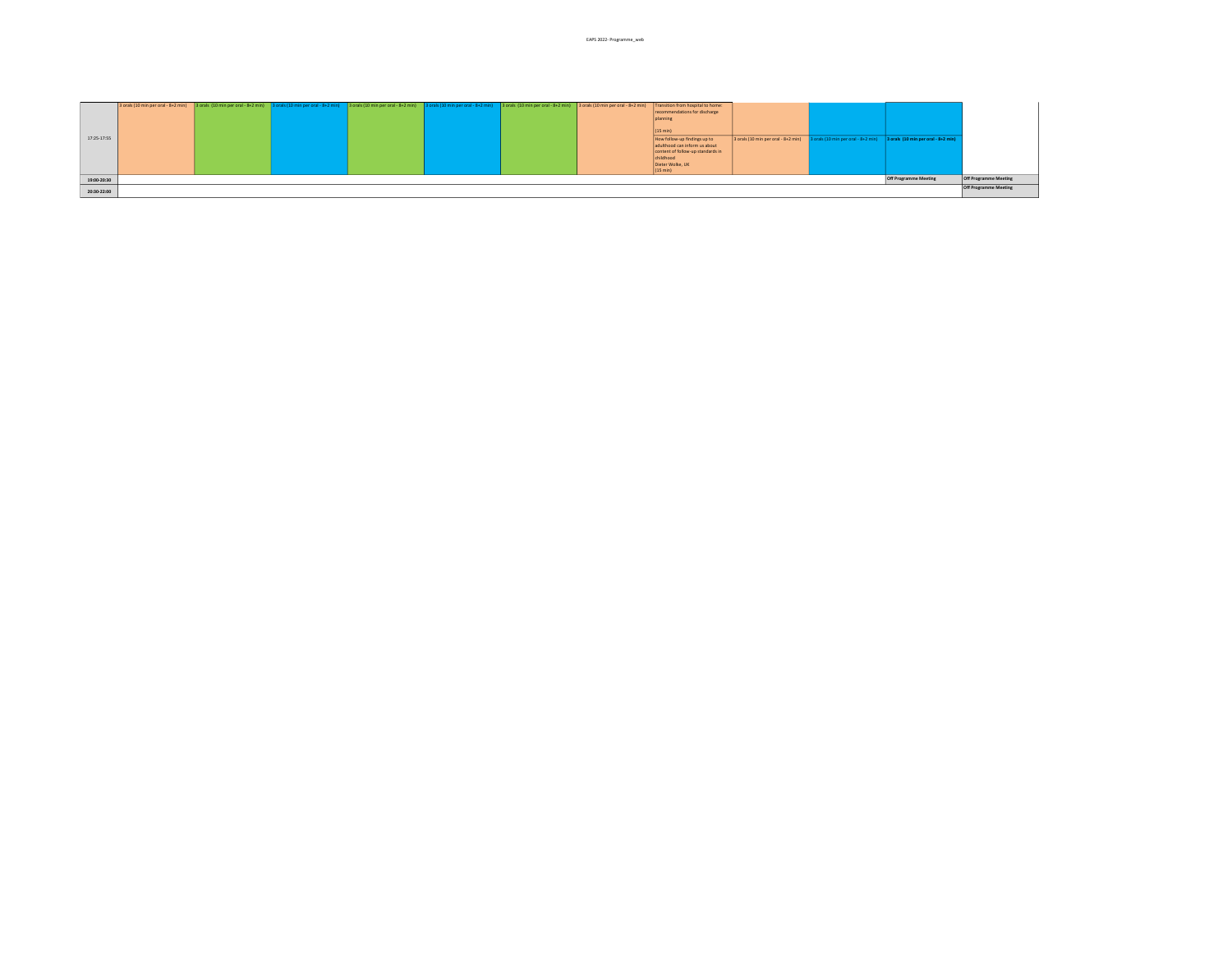| | | | | | | | | | | | | |
|---|---|---|---|---|---|---|---|---|---|---|---|---|
| 17:25-17:55 | 3 orals (10 min per oral - 8+2 min) | 3 orals (10 min per oral - 8+2 min) | 3 orals (10 min per oral - 8+2 min) | 3 orals (10 min per oral - 8+2 min) | 3 orals (10 min per oral - 8+2 min) | 3 orals (10 min per oral - 8+2 min) | 3 orals (10 min per oral - 8+2 min) | Transition from hospital to home: recommendations for discharge planning (15 min) | | | | |
| | | | | | | | | How follow-up findings up to adulthood can inform us about content of follow-up standards in childhood Dieter Wolke, UK (15 min) | 3 orals (10 min per oral - 8+2 min) | 3 orals (10 min per oral - 8+2 min) | **3 orals (10 min per oral - 8+2 min)** | |
| **19:00-20:30** | | | | | | | | | | | **Off Programme Meeting** | **Off Programme Meeting** |
| **20:30-22:00** | | | | | | | | | | | | **Off Programme Meeting** |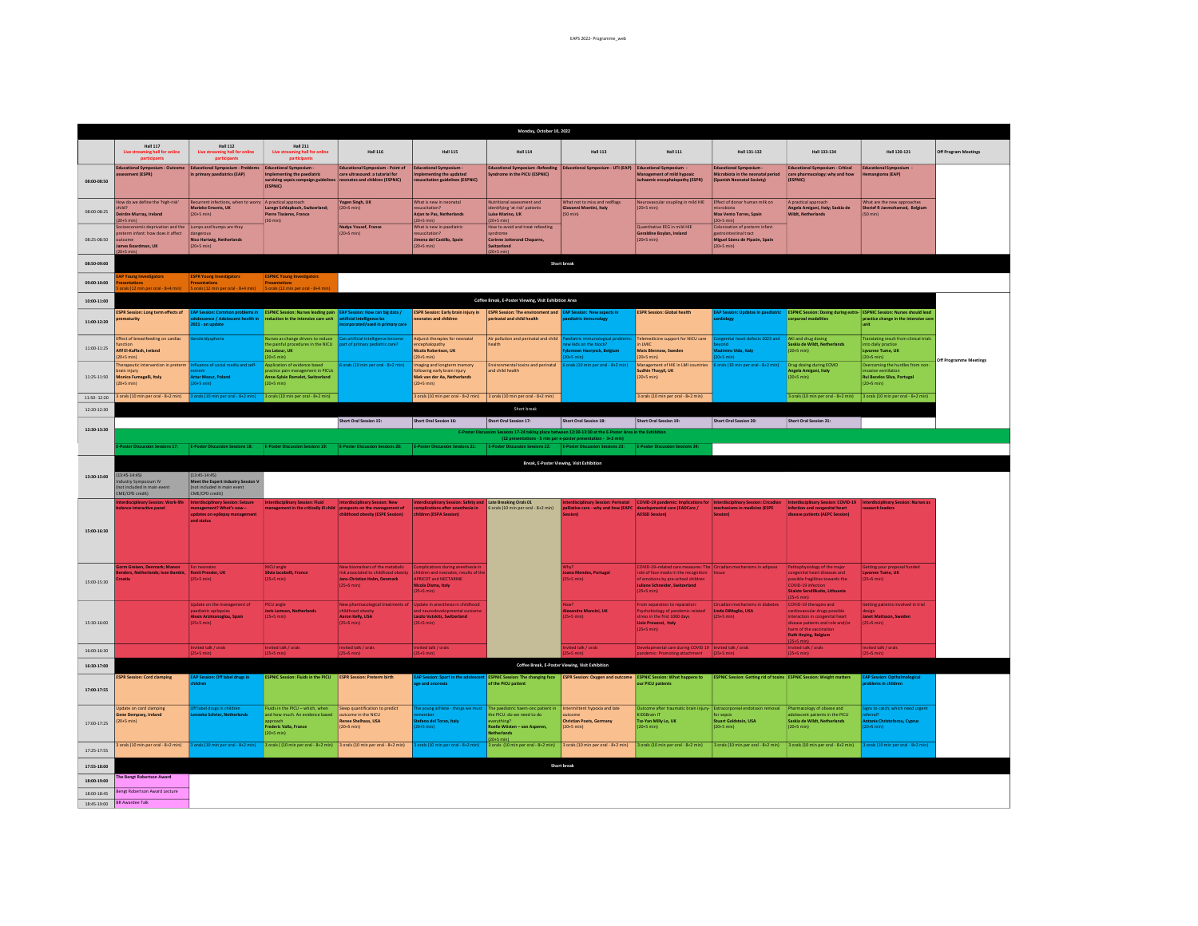## Monday, October 10, 2022

| Time | Hall 117 Live streaming hall for online participants | Hall 112 Live streaming hall for online participants | Hall 211 Live streaming hall for online participants | Hall 116 | Hall 115 | Hall 114 | Hall 113 | Hall 111 | Hall 131-132 | Hall 133-134 | Hall 120-121 | Off Program Meetings |
|---|---|---|---|---|---|---|---|---|---|---|---|---|
| 08:00-08:50 | **Educational Symposium - Outcome assessment (ESPR)** | **Educational Symposium - Problems in primary paediatrics (EAP)** | **Educational Symposium - Implementing the paediatric surviving sepsis campaign guidelines (ESPNIC)** | **Educational Symposium - Point of care ultrasound: a tutorial for neonates and children (ESPNIC)** | **Educational Symposium - Implementing the updated resuscitation guidelines (ESPNIC)** | **Educational Symposium -Refeeding Syndrome in the PICU (ESPNIC)** | **Educational Symposium - UTI (EAP)** | **Educational Symposium - Management of mild hypoxic ischaemic encephalopathy (ESPR)** | **Educational Symposium - Microbiota in the neonatal period (Spanish Neonatal Society)** | **Educational Symposium - Critical care pharmacology: why and how (ESPNIC)** | **Educational Symposium - Hemangioma (EAP)** | |
| 08:00-08:25 | How do we define the 'high-risk' child? **Deirdre Murray, Ireland** (20+5 min) | Recurrent infections, when to worry **Marieke Emonts, UK** (20+5 min) | A practical approach **Luregn Schlapbach, Switzerland; Pierre Tissieres, France** (50 min) | **Yogen Singh, UK** (20+5 min) | What is new in neonatal resuscitation? **Arjan te Pas, Netherlands** (20+5 min) | Nutritional assessment and identifying 'at risk' patients **Luise Marino, UK** (20+5 min) | What not to miss and redflags **Giovanni Montini, Italy** (50 min) | Neurovascular coupling in mild HIE (20+5 min) | Effect of donor human milk on microbiota **Max Vento Torres, Spain** (20+5 min) | A practical approach **Angela Amigoni, Italy; Saskia de Wildt, Netherlands** | What are the new approaches **Sherief R Janmohamed, Belgium** (50 min) | |
| 08:25-08:50 | Socioeconomic deprivation and the preterm infant: how does it affect outcome **James Boardman, UK** (20+5 min) | Lumps and bumps are they dangerous **Nico Hartwig, Netherlands** (20+5 min) | | **Nadya Yousef, France** (20+5 min) | What is new in paediatric resuscitation? **Jimena del Castillo, Spain** (20+5 min) | How to avoid and treat refeeding syndrome **Corinne Jotterand Chaparro, Switzerland** (20+5 min) | | Quantitative EEG in mild HIE **Geraldine Boylan, Ireland** (20+5 min) | Colonization of preterm infant gastrointestinal tract **Miguel Sáenz de Pipaón, Spain** (20+5 min) | | | |
| 08:50-09:00 | Short break | | | | | | | | | | | |
| 09:00-10:00 | **EAP Young Investigators Presentations** 5 orals (12 min per oral - 8+4 min) | **ESPR Young Investigators Presentations** 5 orals (12 min per oral - 8+4 min) | **ESPNIC Young Investigators Presentations** 5 orals (12 min per oral - 8+4 min) | | | | | | | | | |
| 10:00-11:00 | Coffee Break, E-Poster Viewing, Visit Exhibition Area | | | | | | | | | | | |
| 11:00-12:20 | **ESPR Session: Long term effects of prematurity** | **EAP Session: Common problems in adolescence / Adolescent health in 2021 - an update** | **ESPNIC Session: Nurses leading pain reduction in the intensive care unit** | **EAP Session: How can big data / artificial intelligence be incorporated/used in primary care** | **ESPR Session: Early brain injury in neonates and children** | **ESPR Session: The environment and perinatal and child health** | **EAP Session: New aspects in paediatric immunology** | **ESPR Session: Global health** | **EAP Session: Updates in paediatric cardiology** | **ESPNIC Session: Dosing during extra-corporeal modalities** | **ESPNIC Session: Nurses should lead practice change in the intensive care unit** | Off Programme Meetings |
| 11:00-11:25 | Effect of breastfeeding on cardiac function **Afif El-Kuffash, Ireland** (20+5 min) | Genderdysphoria | Nurses as change drivers to reduce the painful procedures in the NICU **Jos Latour, UK** (20+5 min) | Can artificial intelligence become part of primary pediatric care? | Adjunct therapies for neonatal encephalopathy **Nicola Robertson, UK** (20+5 min) | Air pollution and perinatal and child health | Paediatric immunological problems: new kids on the block? **Fylomeen Haerynck, Belgium** (20+5 min) | Telemedicine support for NICU care in LMIC **Mats Blennow, Sweden** (20+5 min) | Congenital heart defects 2023 and beyond **Vladimiro Vida, Italy** (20+5 min) | AKI and drug dosing **Saskia de Wildt, Netherlands** (20+5 min) | Translating result from clinical trials into daily practice **Lyvonne Tume, UK** (20+5 min) | |
| 11:25-11:50 | Therapeutic intervention in preterm brain injury **Monica Fumagalli, Italy** (20+5 min) | Influence of social media and self-esteem **Artur Mazur, Poland** (20+5 min) | Application of evidence based practice pain management in PICUs **Anne-Sylvie Ramelet, Switzerland** (20+5 min) | 6 orals (10 min per oral - 8+2 min) | Imaging and longterm memory following early brain injury **Niek van der Aa, Netherlands** (20+5 min) | Environmental toxins and perinatal and child health | 6 orals (10 min per oral - 8+2 min) | Management of HIE in LMI countries **Sudhin Thayyil, UK** (20+5 min) | 6 orals (10 min per oral - 8+2 min) | Drug dosing during ECMO **Angela Amigoni, Italy** (20+5 min) | Overcoming the hurdles from non-invasive ventilation **Rui Bacelos Silva, Portugal** (20+5 min) | |
| 11:50-12:20 | 3 orals (10 min per oral - 8+2 min) | 3 orals (10 min per oral - 8+2 min) | 3 orals (10 min per oral - 8+2 min) | | 3 orals (10 min per oral - 8+2 min) | 3 orals (10 min per oral - 8+2 min) | | 3 orals (10 min per oral - 8+2 min) | | 3 orals (10 min per oral - 8+2 min) | 3 orals (10 min per oral - 8+2 min) | |
| 12:20-12:30 | Short break | | | | | | | | | | | |
| 12:30-13:30 | | | | Short Oral Session 15: | Short Oral Session 16: | Short Oral Session 17: | Short Oral Session 18: | Short Oral Session 19: | Short Oral Session 20: | Short Oral Session 21: | | |
| | E-Poster Discussion Sessions 17-24 taking place between 12:30-13:30 at the E-Poster Area in the Exhibition (12 presentations - 5 min per e-poster presentation - 3+2 min) | | | | | | | | | | | |
| | E-Poster Discussion Sessions 17: | E-Poster Discussion Sessions 18: | E-Poster Discussion Sessions 19: | E-Poster Discussion Sessions 20: | E-Poster Discussion Sessions 21: | E-Poster Discussion Sessions 22: | E-Poster Discussion Sessions 23: | E-Poster Discussion Sessions 24: | | | | |
| 13:30-15:00 | Break, E-Poster Viewing, Visit Exhibition | | | | | | | | | | | |
| | (13:45-14:45) Industry Symposium IV (not included in main event CME/CPD credit) | (13:45-14:45) Meet the Expert Industry Session V (not included in main event CME/CPD credit) | | | | | | | | | | |
| 15:00-16:30 | **Interdisciplinary Session: Work-life balance interactive panel** | **Interdisciplinary Session: Seizure management? What's new – updates on epilepsy management and status** | **Interdisciplinary Session: Fluid management in the critically ill child** | **Interdisciplinary Session: New prospects on the management of childhood obesity (ESPE Session)** | **Interdisciplinary Session: Safety and complications after anesthesia in children (ESPA Session)** | **Late Breaking Orals 01** 6 orals (10 min per oral - 8+2 min) | **Interdisciplinary Session: Perinatal palliative care - why and how (EAPC Session)** | **COVID-19 pandemic: Implications for developmental care (EADCare / AESSD Session)** | **Interdisciplinary Session: Circadian mechanisms in medicine (ESPE Session)** | **Interdisciplinary Session: COVID-19 infection and congenital heart disease patients (AEPC Session)** | **Interdisciplinary Session: Nurses as research leaders** | |
| 15:00-15:30 | **Gorm Greisen, Denmark; Manon Benders, Netherlands; Ivan Bambir, Croatia** | For neonates **Ronit Pressler, UK** (25+5 min) | NICU angle **Silvia Iacobelli, France** (25+5 min) | New biomarkers of the metabolic risk associated to childhood obesity **Jens-Christian Holm, Denmark** (25+5 min) | Complications during anesthesia in children and neonates, results of the APRICOT and NECTARINE **Nicola Disma, Italy** (25+5 min) | | Why? **Joana Mendes, Portugal** (25+5 min) | COVID-19-related care measures: The role of face masks in the recognition of emotions by pre-school children **Juliane Schneider, Switzerland** (25+5 min) | Circadian mechanisms in adipose tissue | Pathophysiology of the major congenital heart diseases and possible fragilities towards the COVID-19 infection **Skaiste Sendžikaite, Lithuania** (25+5 min) | Getting your proposal funded **Lyvonne Tume, UK** (25+5 min) | |
| 15:30-16:00 | | Update on the management of paediatric epilepsies **Alexis Arzimanoglou, Spain** (25+5 min) | PICU angle **Joris Lemson, Netherlands** (25+5 min) | New pharmacological treatments of childhood obesity **Aaron Kelly, USA** (25+5 min) | Update in anesthesia in childhood and neurodevelopmental outcome **Laszlo Vutskits, Switzerland** (25+5 min) | | How? **Alessandra Mancini, UK** (25+5 min) | From separation to reparation: Psychobiology of pandemic-related stress in the first 1000 days **Livio Provenzi, Italy** (25+5 min) | Circadian mechanisms in diabetes **Linda DiMeglio, USA** (25+5 min) | COVID-19 therapies and cardiovascular drugs possible interaction in congenital heart disease patients and role and/or harm of the vaccination **Ruth Heying, Belgium** (25+5 min) | Getting patients involved in trial design **Janet Mattsson, Sweden** (25+5 min) | |
| 16:00-16:30 | | Invited talk / orals (25+5 min) | Invited talk / orals (25+5 min) | Invited talk / orals (25+5 min) | Invited talk / orals (25+5 min) | | Invited talk / orals (25+5 min) | Developmental care during COVID 19 pandemic: Promoting attachment | Invited talk / orals (25+5 min) | Invited talk / orals (25+5 min) | Invited talk / orals (25+5 min) | |
| 16:30-17:00 | Coffee Break, E-Poster Viewing, Visit Exhibition | | | | | | | | | | | |
| 17:00-17:55 | **ESPR Session: Cord clamping** | **EAP Session: Off label drugs in children** | **ESPNIC Session: Fluids in the PICU** | **ESPR Session: Preterm birth** | **EAP Session: Sport in the adolescent age and anorexia** | **ESPNIC Session: The changing face of the PICU patient** | **ESPR Session: Oxygen and outcome** | **ESPNIC Session: What happens to our PICU patients** | **ESPNIC Session: Getting rid of toxins** | **ESPNIC Session: Weight matters** | **EAP Session: Opthalmological problems in children** | |
| 17:00-17:25 | Update on cord clamping **Gene Dempsey, Ireland** (20+5 min) | Off label drugs in children **Lenneke Schrier, Netherlands** | Fluids in the PICU – which, when and how much. An evidence based approach **Frederic Valla, France** (20+5 min) | Sleep quantification to predict outcome in the NICU **Renee Shellhaas, USA** (20+5 min) | The young athlete - things we must remember **Stefano del Torso, Italy** (20+5 min) | The paediatric haem-onc patient in the PICU: do we need to do everything? **Roelie Wösten – van Asperen, Netherlands** (20+5 min) | Intermittent hypoxia and late outcome **Christian Poets, Germany** (20+5 min) | Outcome after traumatic brain injury-KIDSBrain IT **Tsz-Yan Milly Lo, UK** (20+5 min) | Extracorporeal endotoxin removal for sepsis **Stuart Goldstein, USA** (20+5 min) | Pharmacology of obese and adolescent patients in the PICU **Saskia de Wildt, Netherlands** (20+5 min) | Signs to catch; which need urgent referral? **Antonis Christoforou, Cyprus** (20+5 min) | |
| 17:25-17:55 | 3 orals (10 min per oral - 8+2 min) | 3 orals (10 min per oral - 8+2 min) | 3 orals ( 10 min per oral - 8+2 min) | 3 orals (10 min per oral - 8+2 min) | 3 orals (10 min per oral - 8+2 min) | 3 orals (10 min per oral - 8+2 min) | 3 orals (10 min per oral - 8+2 min) | 3 orals (10 min per oral - 8+2 min) | 3 orals (10 min per oral - 8+2 min) | 3 orals (10 min per oral - 8+2 min) | 3 orals (10 min per oral - 8+2 min) | |
| 17:55-18:00 | Short break | | | | | | | | | | | |
| 18:00-19:00 | **The Bengt Robertson Award** | | | | | | | | | | | |
| 18:00-18:45 | Bengt Robertson Award Lecture | | | | | | | | | | | |
| 18:45-19:00 | BR Awardee Talk | | | | | | | | | | | |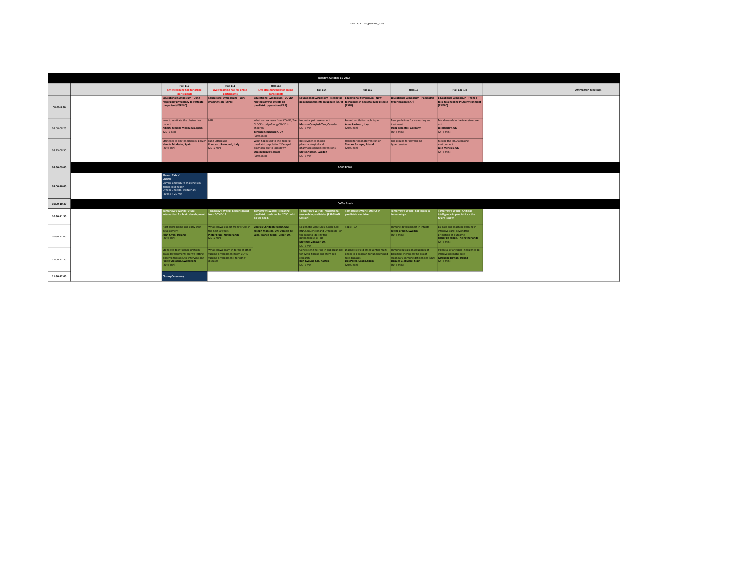## Tuesday, October 11, 2022

| | | Hall 112 Live streaming hall for online participants | Hall 111 Live streaming hall for online participants | Hall 113 Live streaming hall for online participants | Hall 114 | Hall 115 | Hall 116 | Hall 131-132 | | Off Program Meetings |
|---|---|---|---|---|---|---|---|---|---|---|
| **08:00-8:50** | | **Educational Symposium - Using respiratory physiology to ventilate the patient (ESPNIC)** | **Educational Symposium - Lung imaging tools (ESPR)** | **Educational Symposium - COVID-related adverse effects on paediatric population (EAP)** | **Educational Symposium - Neonatal pain management: an update (ESPR)** | **Educational Symposium - New techniques in neonatal lung disease (ESPR)** | **Educational Symposium - Paediatric hypertension (EAP)** | **Educational Symposium - From a toxic to a healing PICU environment (ESPNIC)** | | |
| 08:00-08:25 | | How to ventilate the obstructive patient **Alberto Medina Villanueva, Spain** (20+5 min) | MRI | What can we learn from COVID; The CLOCK study of long COVID in children **Terence Stephenson, UK** (20+5 min) | Neonatal pain assessment **Marsha Campbell-Yeo, Canada** (20+5 min) | Forced oscillation technique **Anna Lavizzari, Italy** (20+5 min) | New guidelines for measuring and treatment **Franz Schaefer, Germany** (20+5 min) | Moral rounds in the intensive care unit **Joe Brierley, UK** (20+5 min) | | |
| 08:25-08:50 | | Strategies to limit mechanical power **Vicente Modesto, Spain** (20+5 min) | Lung ultrasound **Francesco Raimondi, Italy** (20+5 min) | What happened to the general paediatric population? Delayed diagnosis due to lock down **Efraim Bilavsky, Israel** (20+5 min) | Best evidence on non-pharmacological and pharmacological interventions **Mats Eriksson, Sweden** (20+5 min) | Heliox for neonatal ventilation **Tomasz Szczapa, Poland** (20+5 min) | Risk groups for developing hypertension | Making the PICU a healing environment **Julie Menzies, UK** (20+5 min) | | |
| **08:50-09:00** | | Short break | | | | | | | | |
| 09:00-10:00 | | **Plenary Talk V** **Chairs:** Current and future challenges in global child health Ornella Lincetto, Switzerland (40 min + 20 min) | | | | | | | | |
| **10:00-10:30** | | Coffee Break | | | | | | | | |
| **10:30-11:30** | | **Tomorrow's World: Future intervention for brain development** | **Tomorrow's World: Lessons learnt from COVID-19** | **Tomorrow's World: Preparing paediatric medicine for 2050: what do we need?** | **Tomorrow's World: Translational research in paediatrics (ESPGHAN Session)** | **Tomorrow's World: OMICS in paediatric medicine** | **Tomorrow's World: Hot topics in immunology** | **Tomorrow's World: Artificial intelligence in paediatrics – the future is now** | | |
| 10:30-11:00 | | Host-microbiome and early brain development **John Cryan, Ireland** (20+5 min) | What can we expect from viruses in the next 10 years **Pieter Fraaij, Netherlands** (20+5 min) | **Charles Christoph Roehr, UK; Joseph Manning, UK; Daniele de Luca, France; Mark Turner, UK** | Epigenetic Signatures, Single Cell RNA Sequencing and Organoids - on the road to identify the pathogenesis of IBD **Matthias Zilbauer, UK** (20+5 min) | Topic TBA | Immune development in infants **Petter Brodin, Sweden** (20+5 min) | Big data and machine learning in intensive care: beyond the prediction of outcome **Rogier de Jonge, The Netherlands** (20+5 min) | | |
| 11:00-11:30 | | Stem cells to influence preterm brain development: are we getting closer to therapeutic intervention? **Pierre Gressens, Switzerland** (20+5 min) | What can we learn in terms of other vaccine development from COVID vaccine development, for other diseases | | Genetic engineering in gut organoids for cystic fibrosis and stem cell research **Bon-Kyoung Koo, Austria** (20+5 min) | Diagnostic yield of sequential multi-omics in a program for undiagnosed rare diseases **Luis Pérez Jurado, Spain** (20+5 min) | Immunological consequences of biological therapies: the era of secondary immune deficiencies (SID) **Jacques G. Rivière, Spain** (20+5 min) | Potential of artificial intelligence to improve perinatal care **Geraldine Boylan, Ireland** (20+5 min) | | |
| **11:30-12:00** | | **Closing Ceremony** | | | | | | | | |